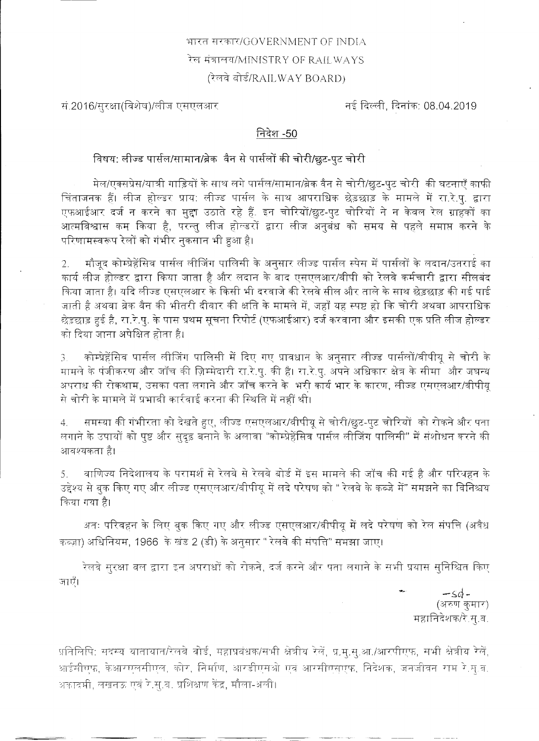भारत सरकार/GOVERNMENT OF INDIA

रेल मंत्रालय/MINISTRY OF RAILWAYS

(रेलवे बोर्ड/RAILWAY BOARD)

सं.2016/सुरक्षा(विशेष)/लीज एसएलआर नई दिल्ली, दिनांक: 08.04.2019

## निदेश -50

### विषय: लीज्ड पार्सल/सामान/ब्रेक वैन से पार्सलों की चोरी/छुट-पुट चोरी

मेल/एक्सप्रेस/यात्री गाड़ियों के साथ लगे पार्सल/सामान/ब्रेक वैन से चोरी/छुट-पुट चोरी की घटनाएँ काफी चिंताजनक हैं। लीज होल्डर प्रायः लीज्ड पार्सल के साथ आपराधिक छेड़छाड़ के मामले में रा.रे.पु. द्वारा एफआईआर दर्ज न करने का मुद्दा उठाते रहे हैं. इन चोरियों/छुट-पुट चोरियों ने न केवल रेल ग्राहकों का आत्मविश्वास कम किया है, परन्तु लीज होल्डरों द्वारा लीज अनुबंध को समय से पहले समाप्त करने के परिणामस्वरूप रेलों को गंभीर नुकसान भी हुआ है।

2. मौजूद कोम्प्रेहेंसिव पार्सल लीजिंग पालिसी के अनुसार लीज्ड पार्सल स्पेस में पार्सलों के लदान/उतराई का कार्य लीज होल्डर द्वारा किया जाता है और लदान के बाद एसएलआर/वीपी को रेलवे कर्मचारी द्वारा सीलबंद किया जाता है। यदि लीज्ड एसएलआर के किसी भी दरवाजे की रेलवे सील और ताले के साथ छेड़छाड़ की गई पाई जाती है अथवा ब्रेक वैन की भीतरी दीवार की क्षति के मामले में, जहाँ यह स्पष्ट हो कि चोरी अथवा आपराधिक छेड़छाड़ हुई है, रा.रे.पु. के पास प्रथम सूचना रिपोर्ट (एफआईआर) दर्ज करवाना और इसकी एक प्रति लीज होल्डर को दिया जाना अपेक्षित होता है।

3. कोम्प्रेहेंसिव पार्सल लीजिंग पालिसी में दिए गए प्रावधान के अनुसार लीज्ड पार्सलों/वीपीयू से चोरी के मामले के पंजीकरण और जाँच की ज़िम्मेदारी रा.रे.पु. की हैं। रा.रे.पु. अपने अधिकार क्षेत्र के सीमा और जघन्य अपराध की रोकथाम, उसका पता लगाने और जाँच करने के भरी कार्य भार के कारण, लीज्ड एसएलआर/वीपीयू से चोरी के मामले में प्रभावी कार्यवाई करना की स्थिति में नहीं थी।

4. समस्या की गंभीरता को देखते हुए, लीज्ड एसएलआर/वीपीयू से चोरी/छुट-पुट चोरियों को रोकने और पता लगाने के उपायों को पुष्ट और सुदृढ़ बनाने के अलावा "कोम्प्रेहेंसिव पार्सल लीजिंग पालिसी" में संशोधन करने की आवश्यकता है।

5. वाणिज्य निदेशालय के परामर्श से रेलवे से रेलवे बोर्ड में इस मामले की जाँच की गई है और परिवहन के उद्देश्य से बुक किए गए और लीज्ड एसएलआर/वीपीयू में लदे परेषण को " रेलवे के कब्जे में" समझने का विनिश्चय किया गया है।

अतः परिवहन के लिए बुक किए गए और लीज्ड एसएलआर/वीपीयू में लदे परेषण को रेल संपत्ति (अवैध कब्जा) अधिनियम, 1966 के खंड 2 (डी) के अनुसार " रेलवे की संपत्ति" समझा जाए।

रेलवे सुरक्षा बल द्वारा इन अपराधों को रोकने, दर्ज करने और पता लगाने के सभी प्रयास सुनिश्चित किए जाएँ।

-sd-

(अरुण कुमार)

महानिदेशक/रे.सु.ब.

प्रतिलिपि: सदस्य यातायात/रेलवे बोर्ड, महाप्रबंधक/सभी क्षेत्रीय रेलें, प्र.मु.सु.आ./आरपीएफ, सभी क्षेत्रीय रेलें, आईसीएफ, केआरसीएल, कोर, निर्माण, आरडीएसओ एवं आरसीएसएफ, निदेशक, जगजीवन राम रे.सु.ब. अकादमी, लखनऊ एवं रे.सु.ब. प्रशिक्षण केंद्र, मौला-अली।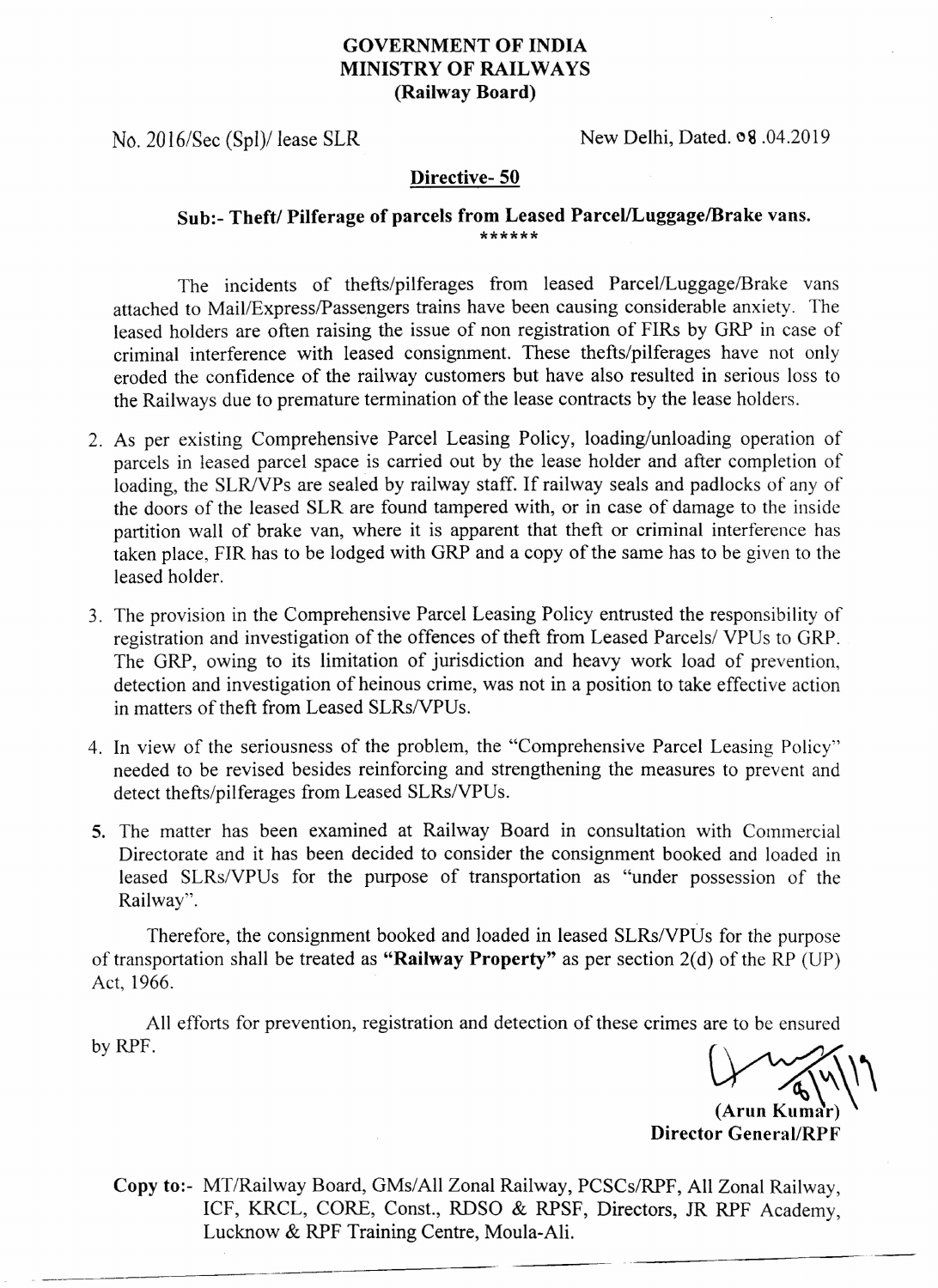**GOVERNMENT OF INDIA**
**MINISTRY OF RAILWAYS**
**(Railway Board)**

No. 2016/Sec (Spl)/ lease SLR New Delhi, Dated. 08 .04.2019

**Directive- 50**

**Sub:- Theft/ Pilferage of parcels from Leased Parcel/Luggage/Brake vans.**

\*\*\*\*\*\*

The incidents of thefts/pilferages from leased Parcel/Luggage/Brake vans attached to Mail/Express/Passengers trains have been causing considerable anxiety. The leased holders are often raising the issue of non registration of FIRs by GRP in case of criminal interference with leased consignment. These thefts/pilferages have not only eroded the confidence of the railway customers but have also resulted in serious loss to the Railways due to premature termination of the lease contracts by the lease holders.

2. As per existing Comprehensive Parcel Leasing Policy, loading/unloading operation of parcels in leased parcel space is carried out by the lease holder and after completion of loading, the SLR/VPs are sealed by railway staff. If railway seals and padlocks of any of the doors of the leased SLR are found tampered with, or in case of damage to the inside partition wall of brake van, where it is apparent that theft or criminal interference has taken place, FIR has to be lodged with GRP and a copy of the same has to be given to the leased holder.

3. The provision in the Comprehensive Parcel Leasing Policy entrusted the responsibility of registration and investigation of the offences of theft from Leased Parcels/ VPUs to GRP. The GRP, owing to its limitation of jurisdiction and heavy work load of prevention, detection and investigation of heinous crime, was not in a position to take effective action in matters of theft from Leased SLRs/VPUs.

4. In view of the seriousness of the problem, the "Comprehensive Parcel Leasing Policy" needed to be revised besides reinforcing and strengthening the measures to prevent and detect thefts/pilferages from Leased SLRs/VPUs.

5. The matter has been examined at Railway Board in consultation with Commercial Directorate and it has been decided to consider the consignment booked and loaded in leased SLRs/VPUs for the purpose of transportation as "under possession of the Railway".

Therefore, the consignment booked and loaded in leased SLRs/VPUs for the purpose of transportation shall be treated as **"Railway Property"** as per section 2(d) of the RP (UP) Act, 1966.

All efforts for prevention, registration and detection of these crimes are to be ensured by RPF.

8/4/19

**(Arun Kumar)**
**Director General/RPF**

**Copy to:-** MT/Railway Board, GMs/All Zonal Railway, PCSCs/RPF, All Zonal Railway, ICF, KRCL, CORE, Const., RDSO & RPSF, Directors, JR RPF Academy, Lucknow & RPF Training Centre, Moula-Ali.